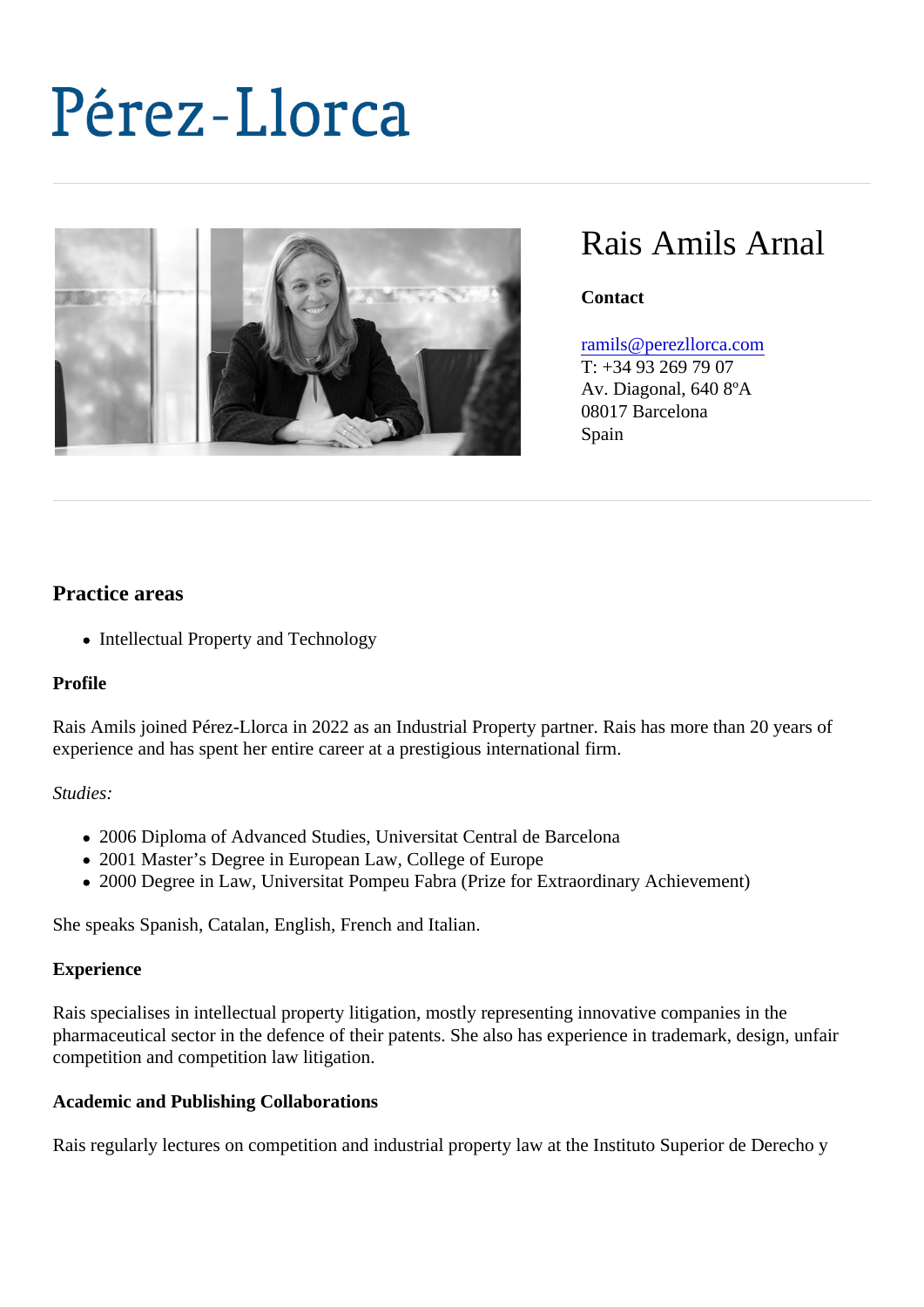# Pérez-Llorca

## Rais Amils Arnal

**Contact**

ramils@perezllorca.com
T: +34 93 269 79 07
Av. Diagonal, 640 8ºA
08017 Barcelona
Spain

### Practice areas

- Intellectual Property and Technology

**Profile**

Rais Amils joined Pérez-Llorca in 2022 as an Industrial Property partner. Rais has more than 20 years of experience and has spent her entire career at a prestigious international firm.

*Studies:*

- 2006 Diploma of Advanced Studies, Universitat Central de Barcelona
- 2001 Master's Degree in European Law, College of Europe
- 2000 Degree in Law, Universitat Pompeu Fabra (Prize for Extraordinary Achievement)

She speaks Spanish, Catalan, English, French and Italian.

**Experience**

Rais specialises in intellectual property litigation, mostly representing innovative companies in the pharmaceutical sector in the defence of their patents. She also has experience in trademark, design, unfair competition and competition law litigation.

**Academic and Publishing Collaborations**

Rais regularly lectures on competition and industrial property law at the Instituto Superior de Derecho y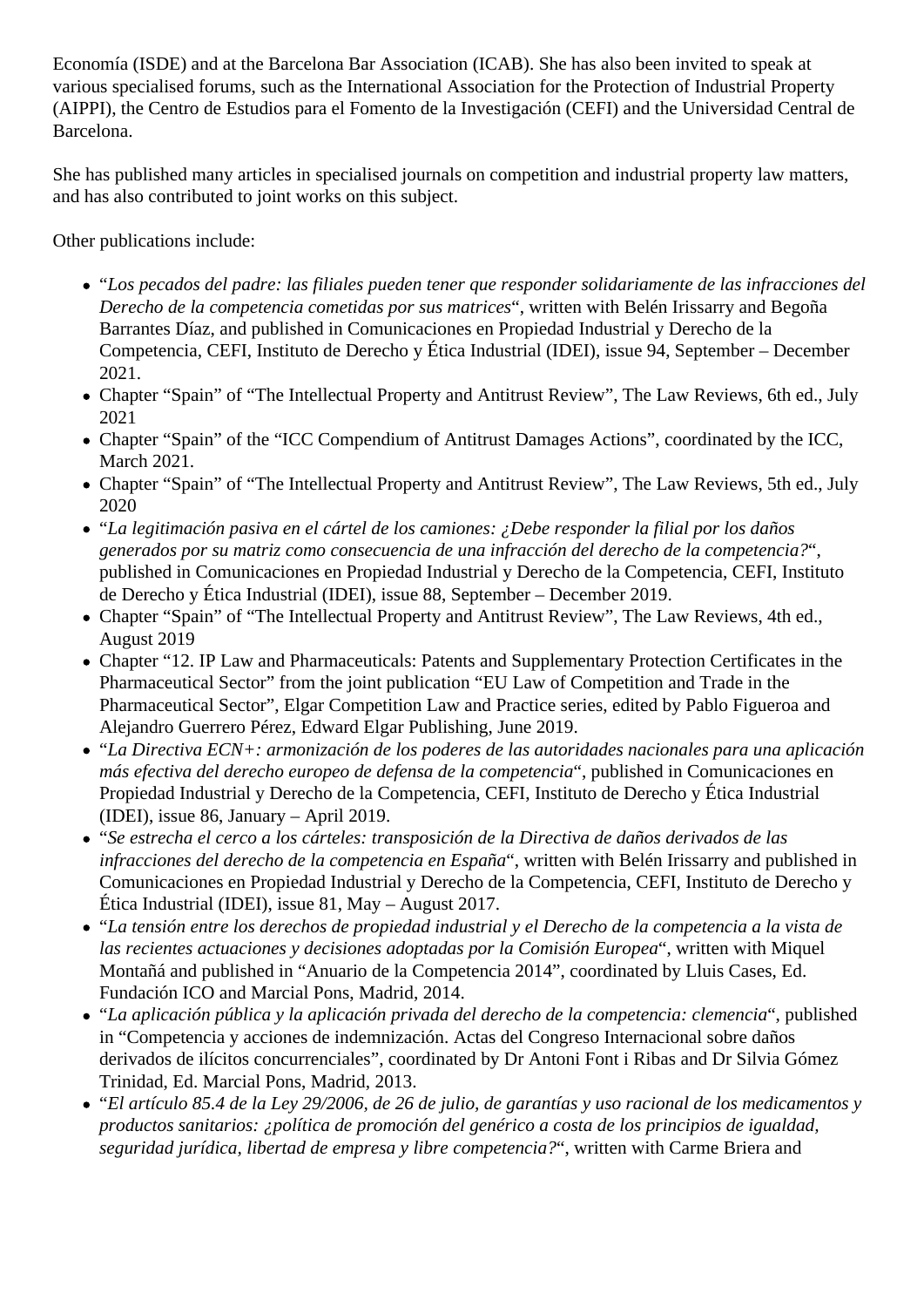Economía (ISDE) and at the Barcelona Bar Association (ICAB). She has also been invited to speak at various specialised forums, such as the International Association for the Protection of Industrial Property (AIPPI), the Centro de Estudios para el Fomento de la Investigación (CEFI) and the Universidad Central de Barcelona.

She has published many articles in specialised journals on competition and industrial property law matters, and has also contributed to joint works on this subject.

Other publications include:

- "*Los pecados del padre: las filiales pueden tener que responder solidariamente de las infracciones del Derecho de la competencia cometidas por sus matrices*", written with Belén Irissarry and Begoña Barrantes Díaz, and published in Comunicaciones en Propiedad Industrial y Derecho de la Competencia, CEFI, Instituto de Derecho y Ética Industrial (IDEI), issue 94, September – December 2021.
- Chapter "Spain" of "The Intellectual Property and Antitrust Review", The Law Reviews, 6th ed., July 2021
- Chapter "Spain" of the "ICC Compendium of Antitrust Damages Actions", coordinated by the ICC, March 2021.
- Chapter "Spain" of "The Intellectual Property and Antitrust Review", The Law Reviews, 5th ed., July 2020
- "*La legitimación pasiva en el cártel de los camiones: ¿Debe responder la filial por los daños generados por su matriz como consecuencia de una infracción del derecho de la competencia?*", published in Comunicaciones en Propiedad Industrial y Derecho de la Competencia, CEFI, Instituto de Derecho y Ética Industrial (IDEI), issue 88, September – December 2019.
- Chapter "Spain" of "The Intellectual Property and Antitrust Review", The Law Reviews, 4th ed., August 2019
- Chapter "12. IP Law and Pharmaceuticals: Patents and Supplementary Protection Certificates in the Pharmaceutical Sector" from the joint publication "EU Law of Competition and Trade in the Pharmaceutical Sector", Elgar Competition Law and Practice series, edited by Pablo Figueroa and Alejandro Guerrero Pérez, Edward Elgar Publishing, June 2019.
- "*La Directiva ECN+: armonización de los poderes de las autoridades nacionales para una aplicación más efectiva del derecho europeo de defensa de la competencia*", published in Comunicaciones en Propiedad Industrial y Derecho de la Competencia, CEFI, Instituto de Derecho y Ética Industrial (IDEI), issue 86, January – April 2019.
- "*Se estrecha el cerco a los cárteles: transposición de la Directiva de daños derivados de las infracciones del derecho de la competencia en España*", written with Belén Irissarry and published in Comunicaciones en Propiedad Industrial y Derecho de la Competencia, CEFI, Instituto de Derecho y Ética Industrial (IDEI), issue 81, May – August 2017.
- "*La tensión entre los derechos de propiedad industrial y el Derecho de la competencia a la vista de las recientes actuaciones y decisiones adoptadas por la Comisión Europea*", written with Miquel Montañá and published in "Anuario de la Competencia 2014", coordinated by Lluis Cases, Ed. Fundación ICO and Marcial Pons, Madrid, 2014.
- "*La aplicación pública y la aplicación privada del derecho de la competencia: clemencia*", published in "Competencia y acciones de indemnización. Actas del Congreso Internacional sobre daños derivados de ilícitos concurrenciales", coordinated by Dr Antoni Font i Ribas and Dr Silvia Gómez Trinidad, Ed. Marcial Pons, Madrid, 2013.
- "*El artículo 85.4 de la Ley 29/2006, de 26 de julio, de garantías y uso racional de los medicamentos y productos sanitarios: ¿política de promoción del genérico a costa de los principios de igualdad, seguridad jurídica, libertad de empresa y libre competencia?*", written with Carme Briera and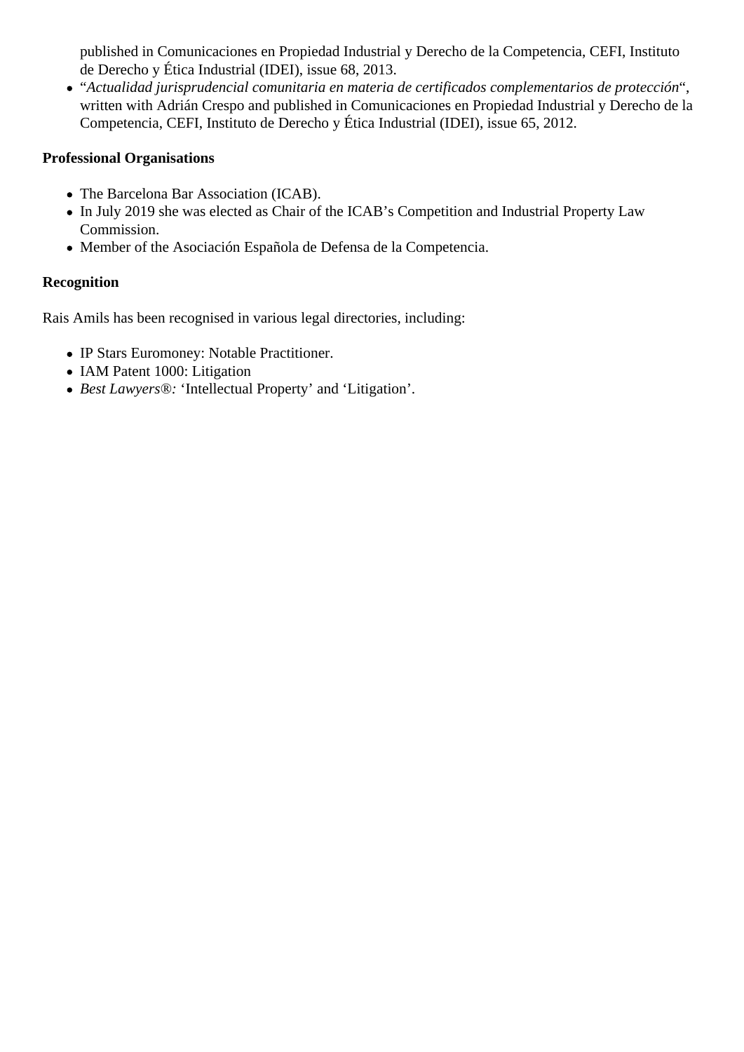published in Comunicaciones en Propiedad Industrial y Derecho de la Competencia, CEFI, Instituto de Derecho y Ética Industrial (IDEI), issue 68, 2013.

- "*Actualidad jurisprudencial comunitaria en materia de certificados complementarios de protección*", written with Adrián Crespo and published in Comunicaciones en Propiedad Industrial y Derecho de la Competencia, CEFI, Instituto de Derecho y Ética Industrial (IDEI), issue 65, 2012.

**Professional Organisations**

- The Barcelona Bar Association (ICAB).
- In July 2019 she was elected as Chair of the ICAB's Competition and Industrial Property Law Commission.
- Member of the Asociación Española de Defensa de la Competencia.

**Recognition**

Rais Amils has been recognised in various legal directories, including:

- IP Stars Euromoney: Notable Practitioner.
- IAM Patent 1000: Litigation
- *Best Lawyers®:* 'Intellectual Property' and 'Litigation'.